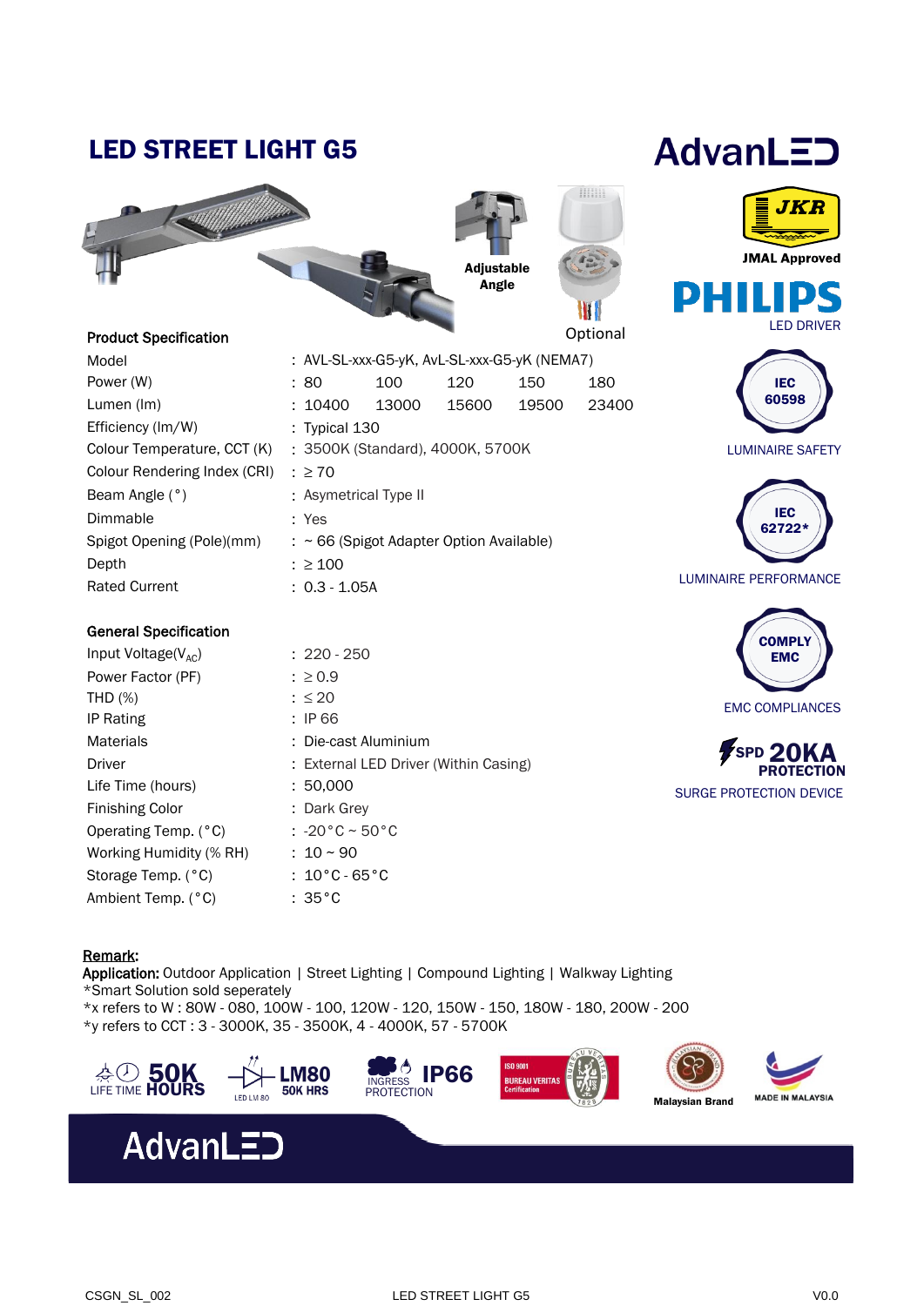# LED STREET LIGHT G5

AdvanLED

Adjustable Angle

Optional

JKR

JMAL Approved

PHILIPS
LED DRIVER

IEC 60598
LUMINAIRE SAFETY

IEC 62722*
LUMINAIRE PERFORMANCE

COMPLY EMC
EMC COMPLIANCES

SPD 20KA PROTECTION
SURGE PROTECTION DEVICE

## Product Specification

| | | | | | |
|---|---|---|---|---|---|
| Model | : AVL-SL-xxx-G5-yK, AvL-SL-xxx-G5-yK (NEMA7) | | | | |
| Power (W) | : 80 | 100 | 120 | 150 | 180 |
| Lumen (lm) | : 10400 | 13000 | 15600 | 19500 | 23400 |
| Efficiency (lm/W) | : Typical 130 | | | | |
| Colour Temperature, CCT (K) | : 3500K (Standard), 4000K, 5700K | | | | |
| Colour Rendering Index (CRI) | : ≥ 70 | | | | |
| Beam Angle (°) | : Asymetrical Type II | | | | |
| Dimmable | : Yes | | | | |
| Spigot Opening (Pole)(mm) | : ~ 66 (Spigot Adapter Option Available) | | | | |
| Depth | : ≥ 100 | | | | |
| Rated Current | : 0.3 - 1.05A | | | | |

## General Specification

| | |
|---|---|
| Input Voltage($V_{AC}$) | : 220 - 250 |
| Power Factor (PF) | : ≥ 0.9 |
| THD (%) | : ≤ 20 |
| IP Rating | : IP 66 |
| Materials | : Die-cast Aluminium |
| Driver | : External LED Driver (Within Casing) |
| Life Time (hours) | : 50,000 |
| Finishing Color | : Dark Grey |
| Operating Temp. (°C) | : -20°C ~ 50°C |
| Working Humidity (% RH) | : 10 ~ 90 |
| Storage Temp. (°C) | : 10°C - 65°C |
| Ambient Temp. (°C) | : 35°C |

**Remark:**
**Application:** Outdoor Application | Street Lighting | Compound Lighting | Walkway Lighting
*Smart Solution sold seperately
*x refers to W : 80W - 080, 100W - 100, 120W - 120, 150W - 150, 180W - 180, 200W - 200
*y refers to CCT : 3 - 3000K, 35 - 3500K, 4 - 4000K, 57 - 5700K

LIFE TIME 50K HOURS | LED LM 80 LM80 50K HRS | INGRESS PROTECTION IP66 | ISO 9001 BUREAU VERITAS Certification | Malaysian Brand | MADE IN MALAYSIA

AdvanLED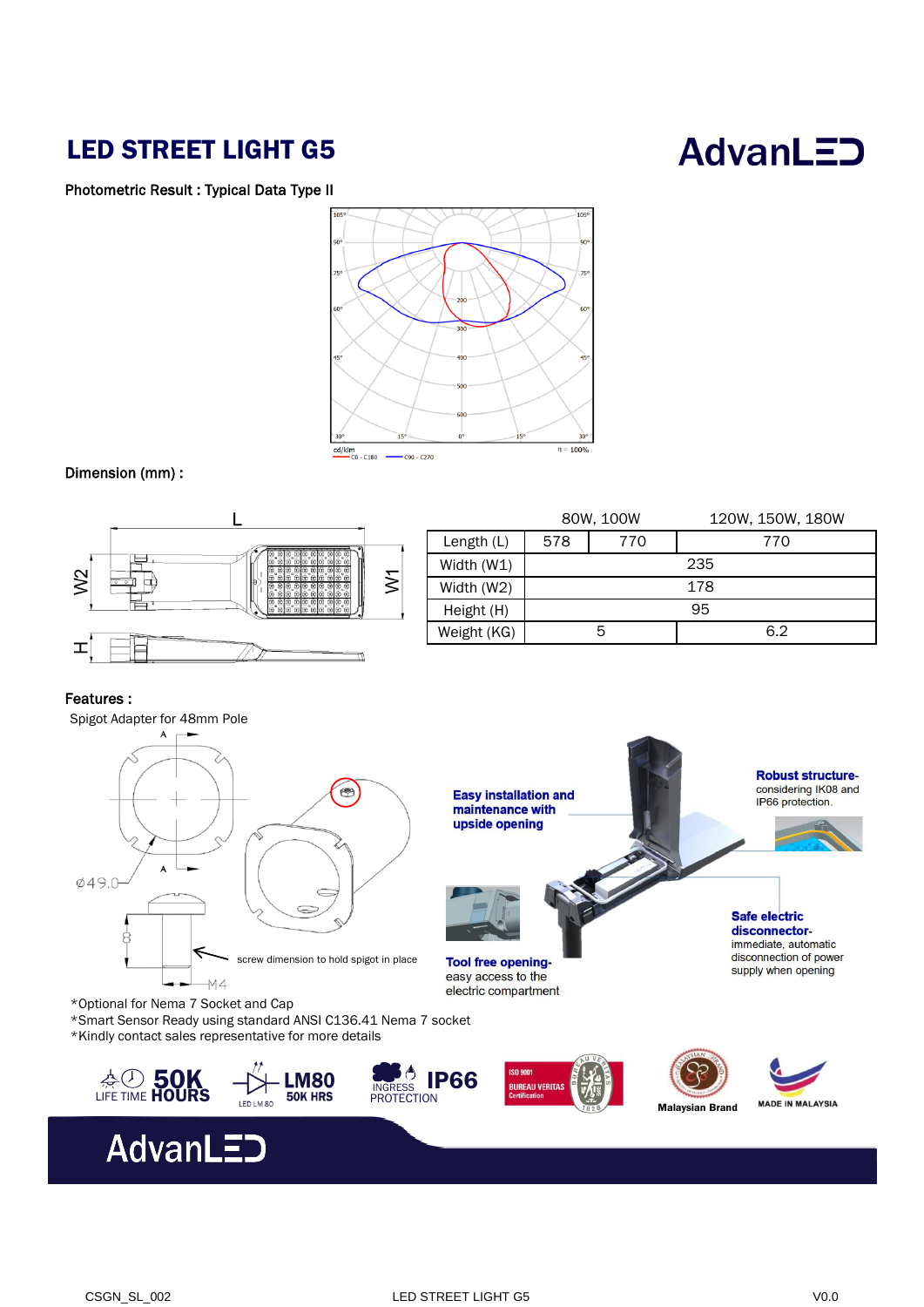# LED STREET LIGHT G5

AdvanLED

Photometric Result : Typical Data Type II

105° 105°
90° 90°
75° 75°
60° 60°
45° 45°
30° 15° 0° 15° 30°
200
300
400
500
600
cd/klm
C0 - C180
C90 - C270
η = 100%

Dimension (mm) :

L
W2
W1
H

| | 80W, 100W | | 120W, 150W, 180W |
|---|---|---|---|
| Length (L) | 578 | 770 | 770 |
| Width (W1) | 235 | | |
| Width (W2) | 178 | | |
| Height (H) | 95 | | |
| Weight (KG) | 5 | | 6.2 |

**Features :**

Spigot Adapter for 48mm Pole

A
A
Ø49.0
8
M4
screw dimension to hold spigot in place

**Easy installation and maintenance with upside opening**

**Robust structure-** considering IK08 and IP66 protection.

**Safe electric disconnector-** immediate, automatic disconnection of power supply when opening

**Tool free opening-** easy access to the electric compartment

*Optional for Nema 7 Socket and Cap
*Smart Sensor Ready using standard ANSI C136.41 Nema 7 socket
*Kindly contact sales representative for more details

50K LIFE TIME HOURS | LM80 50K HRS LED LM 80 | IP66 INGRESS PROTECTION | ISO 9001 BUREAU VERITAS Certification | Malaysian Brand | MADE IN MALAYSIA

AdvanLED